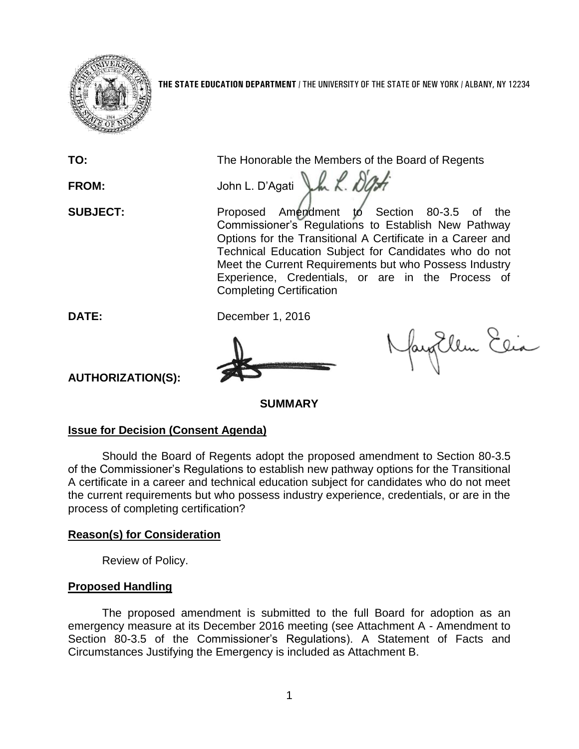**THE STATE EDUCATION DEPARTMENT** / THE UNIVERSITY OF THE STATE OF NEW YORK / ALBANY, NY 12234

**TO:** The Honorable the Members of the Board of Regents

**FROM:** John L. D'Agati

**SUBJECT:** Proposed Amendment to Section 80-3.5 of the Commissioner's Regulations to Establish New Pathway Options for the Transitional A Certificate in a Career and Technical Education Subject for Candidates who do not Meet the Current Requirements but who Possess Industry Experience, Credentials, or are in the Process of Completing Certification

**DATE:** December 1, 2016

**AUTHORIZATION(S):**

## SUMMARY

### Issue for Decision (Consent Agenda)

Should the Board of Regents adopt the proposed amendment to Section 80-3.5 of the Commissioner's Regulations to establish new pathway options for the Transitional A certificate in a career and technical education subject for candidates who do not meet the current requirements but who possess industry experience, credentials, or are in the process of completing certification?

### Reason(s) for Consideration

Review of Policy.

### Proposed Handling

The proposed amendment is submitted to the full Board for adoption as an emergency measure at its December 2016 meeting (see Attachment A - Amendment to Section 80-3.5 of the Commissioner's Regulations). A Statement of Facts and Circumstances Justifying the Emergency is included as Attachment B.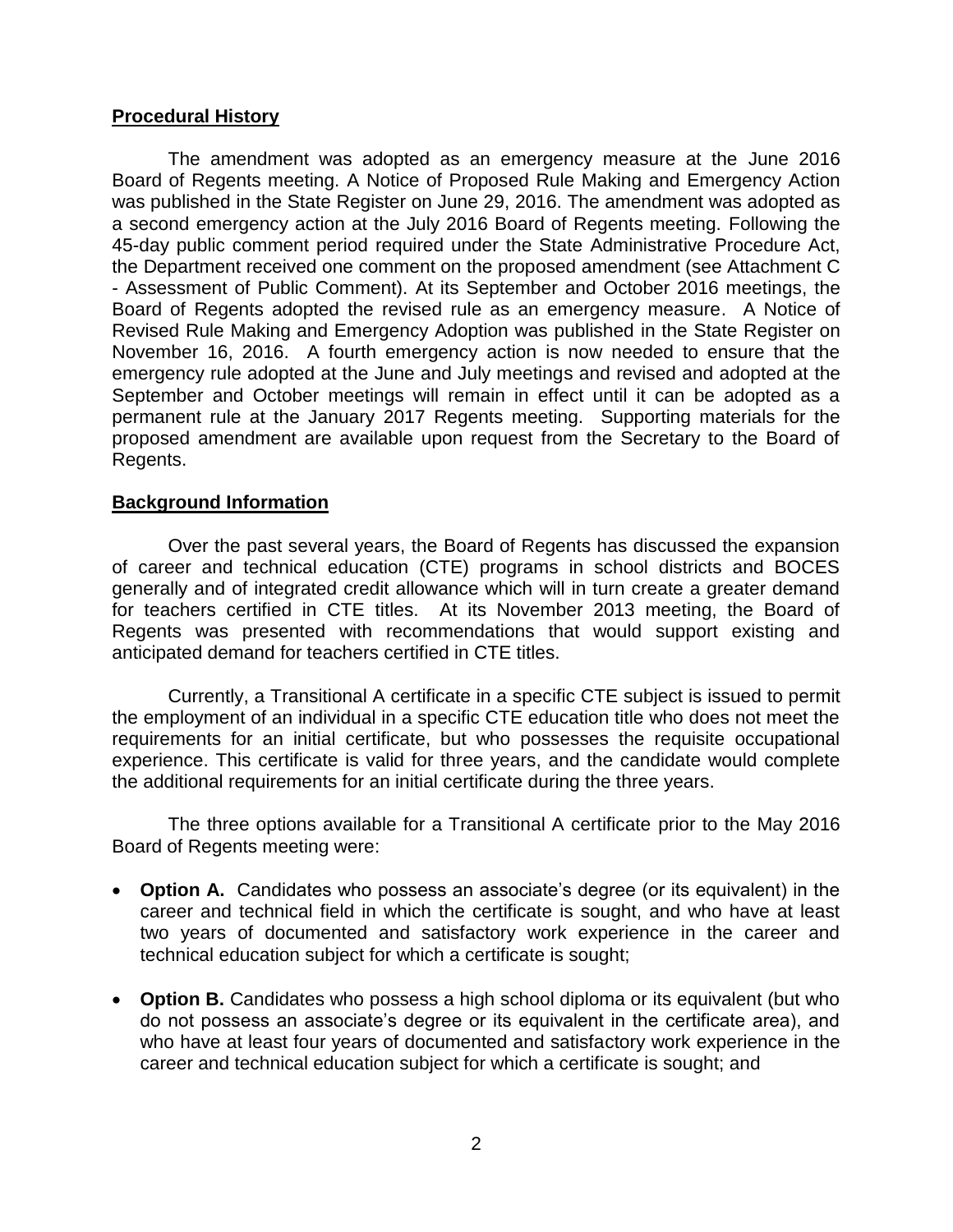## Procedural History

The amendment was adopted as an emergency measure at the June 2016 Board of Regents meeting. A Notice of Proposed Rule Making and Emergency Action was published in the State Register on June 29, 2016. The amendment was adopted as a second emergency action at the July 2016 Board of Regents meeting. Following the 45-day public comment period required under the State Administrative Procedure Act, the Department received one comment on the proposed amendment (see Attachment C - Assessment of Public Comment). At its September and October 2016 meetings, the Board of Regents adopted the revised rule as an emergency measure. A Notice of Revised Rule Making and Emergency Adoption was published in the State Register on November 16, 2016. A fourth emergency action is now needed to ensure that the emergency rule adopted at the June and July meetings and revised and adopted at the September and October meetings will remain in effect until it can be adopted as a permanent rule at the January 2017 Regents meeting. Supporting materials for the proposed amendment are available upon request from the Secretary to the Board of Regents.

## Background Information

Over the past several years, the Board of Regents has discussed the expansion of career and technical education (CTE) programs in school districts and BOCES generally and of integrated credit allowance which will in turn create a greater demand for teachers certified in CTE titles. At its November 2013 meeting, the Board of Regents was presented with recommendations that would support existing and anticipated demand for teachers certified in CTE titles.

Currently, a Transitional A certificate in a specific CTE subject is issued to permit the employment of an individual in a specific CTE education title who does not meet the requirements for an initial certificate, but who possesses the requisite occupational experience. This certificate is valid for three years, and the candidate would complete the additional requirements for an initial certificate during the three years.

The three options available for a Transitional A certificate prior to the May 2016 Board of Regents meeting were:

- **Option A.** Candidates who possess an associate's degree (or its equivalent) in the career and technical field in which the certificate is sought, and who have at least two years of documented and satisfactory work experience in the career and technical education subject for which a certificate is sought;
- **Option B.** Candidates who possess a high school diploma or its equivalent (but who do not possess an associate's degree or its equivalent in the certificate area), and who have at least four years of documented and satisfactory work experience in the career and technical education subject for which a certificate is sought; and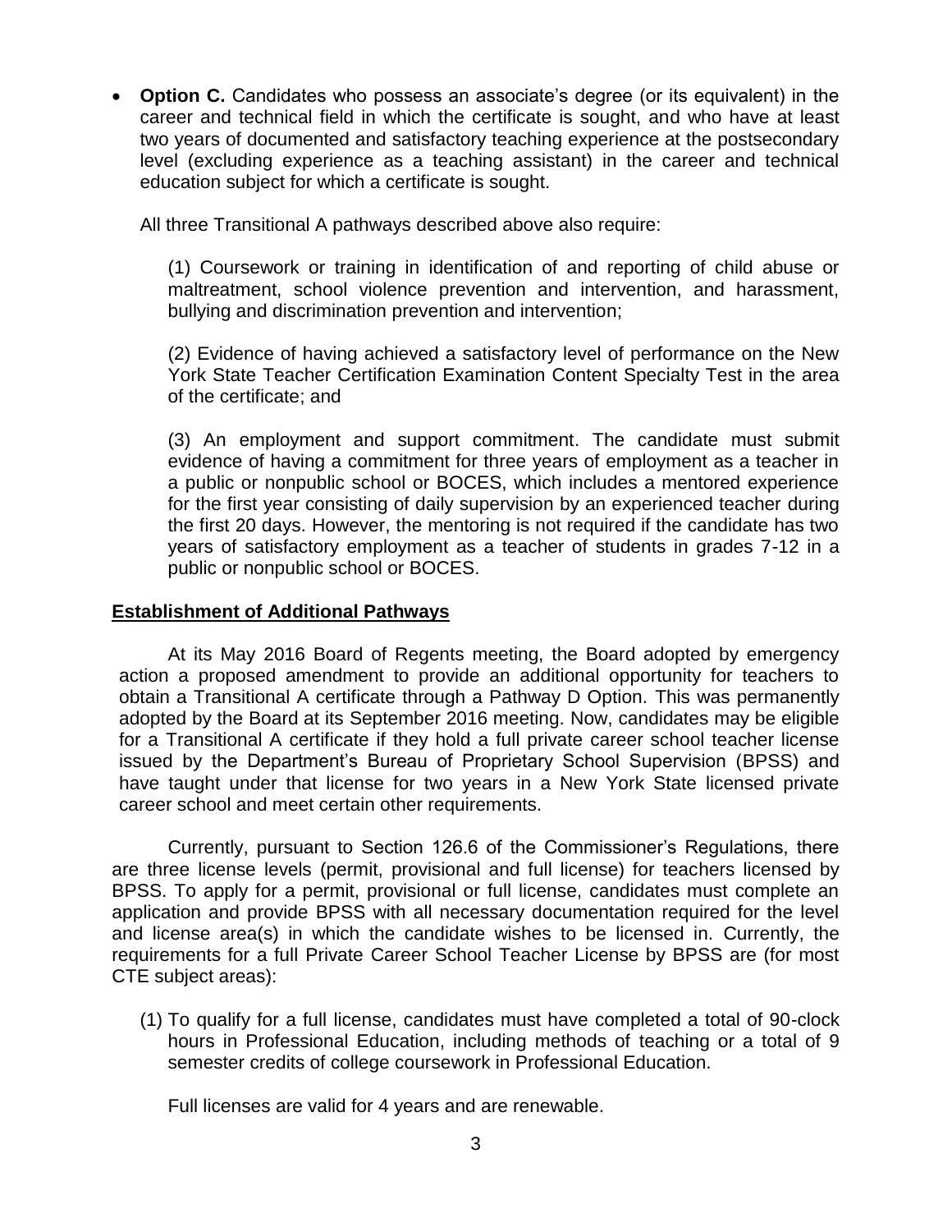- **Option C.** Candidates who possess an associate's degree (or its equivalent) in the career and technical field in which the certificate is sought, and who have at least two years of documented and satisfactory teaching experience at the postsecondary level (excluding experience as a teaching assistant) in the career and technical education subject for which a certificate is sought.

  All three Transitional A pathways described above also require:

  (1) Coursework or training in identification of and reporting of child abuse or maltreatment, school violence prevention and intervention, and harassment, bullying and discrimination prevention and intervention;

  (2) Evidence of having achieved a satisfactory level of performance on the New York State Teacher Certification Examination Content Specialty Test in the area of the certificate; and

  (3) An employment and support commitment. The candidate must submit evidence of having a commitment for three years of employment as a teacher in a public or nonpublic school or BOCES, which includes a mentored experience for the first year consisting of daily supervision by an experienced teacher during the first 20 days. However, the mentoring is not required if the candidate has two years of satisfactory employment as a teacher of students in grades 7-12 in a public or nonpublic school or BOCES.

**Establishment of Additional Pathways**

At its May 2016 Board of Regents meeting, the Board adopted by emergency action a proposed amendment to provide an additional opportunity for teachers to obtain a Transitional A certificate through a Pathway D Option. This was permanently adopted by the Board at its September 2016 meeting. Now, candidates may be eligible for a Transitional A certificate if they hold a full private career school teacher license issued by the Department's Bureau of Proprietary School Supervision (BPSS) and have taught under that license for two years in a New York State licensed private career school and meet certain other requirements.

Currently, pursuant to Section 126.6 of the Commissioner's Regulations, there are three license levels (permit, provisional and full license) for teachers licensed by BPSS. To apply for a permit, provisional or full license, candidates must complete an application and provide BPSS with all necessary documentation required for the level and license area(s) in which the candidate wishes to be licensed in. Currently, the requirements for a full Private Career School Teacher License by BPSS are (for most CTE subject areas):

(1) To qualify for a full license, candidates must have completed a total of 90-clock hours in Professional Education, including methods of teaching or a total of 9 semester credits of college coursework in Professional Education.

    Full licenses are valid for 4 years and are renewable.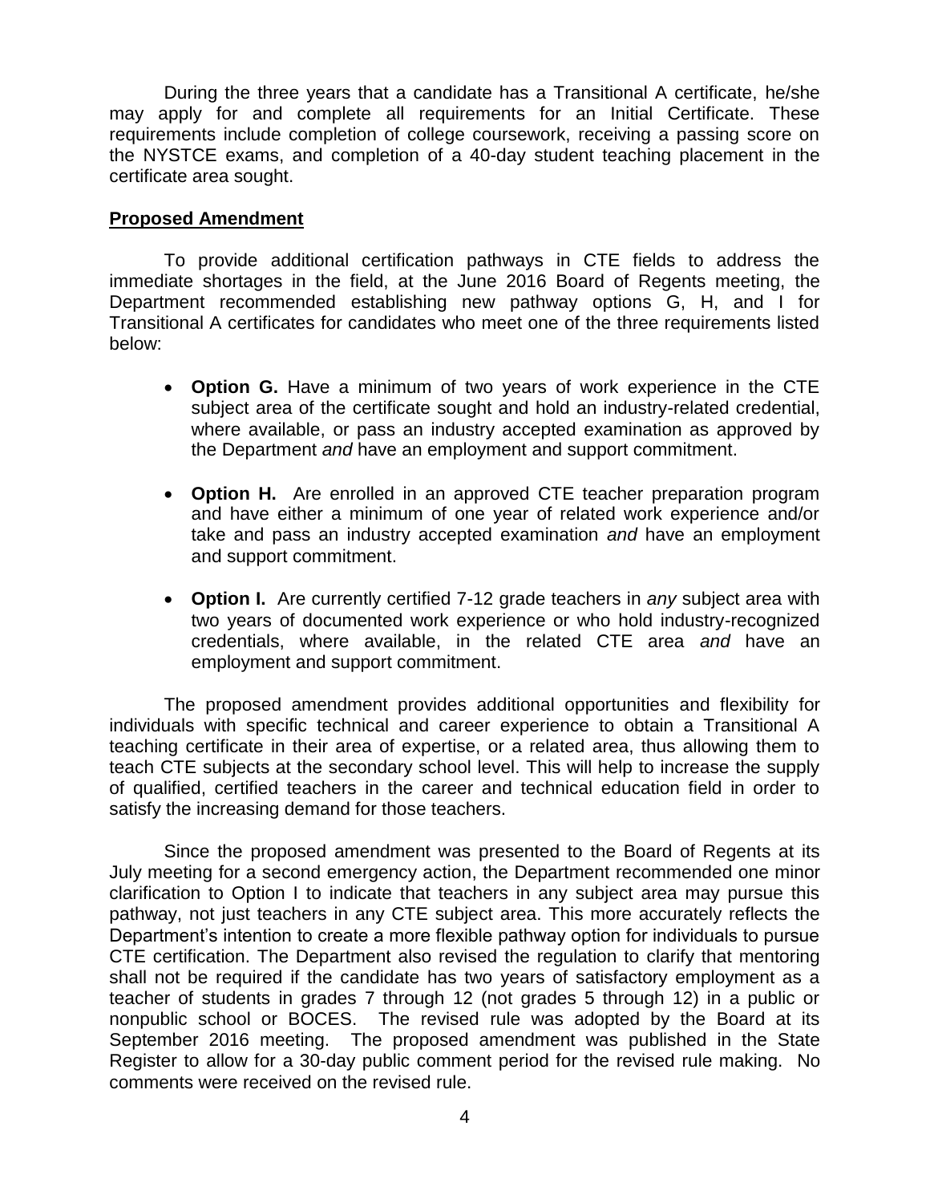During the three years that a candidate has a Transitional A certificate, he/she may apply for and complete all requirements for an Initial Certificate. These requirements include completion of college coursework, receiving a passing score on the NYSTCE exams, and completion of a 40-day student teaching placement in the certificate area sought.

## Proposed Amendment

To provide additional certification pathways in CTE fields to address the immediate shortages in the field, at the June 2016 Board of Regents meeting, the Department recommended establishing new pathway options G, H, and I for Transitional A certificates for candidates who meet one of the three requirements listed below:

- **Option G.** Have a minimum of two years of work experience in the CTE subject area of the certificate sought and hold an industry-related credential, where available, or pass an industry accepted examination as approved by the Department *and* have an employment and support commitment.

- **Option H.** Are enrolled in an approved CTE teacher preparation program and have either a minimum of one year of related work experience and/or take and pass an industry accepted examination *and* have an employment and support commitment.

- **Option I.** Are currently certified 7-12 grade teachers in *any* subject area with two years of documented work experience or who hold industry-recognized credentials, where available, in the related CTE area *and* have an employment and support commitment.

The proposed amendment provides additional opportunities and flexibility for individuals with specific technical and career experience to obtain a Transitional A teaching certificate in their area of expertise, or a related area, thus allowing them to teach CTE subjects at the secondary school level. This will help to increase the supply of qualified, certified teachers in the career and technical education field in order to satisfy the increasing demand for those teachers.

Since the proposed amendment was presented to the Board of Regents at its July meeting for a second emergency action, the Department recommended one minor clarification to Option I to indicate that teachers in any subject area may pursue this pathway, not just teachers in any CTE subject area. This more accurately reflects the Department's intention to create a more flexible pathway option for individuals to pursue CTE certification. The Department also revised the regulation to clarify that mentoring shall not be required if the candidate has two years of satisfactory employment as a teacher of students in grades 7 through 12 (not grades 5 through 12) in a public or nonpublic school or BOCES. The revised rule was adopted by the Board at its September 2016 meeting. The proposed amendment was published in the State Register to allow for a 30-day public comment period for the revised rule making. No comments were received on the revised rule.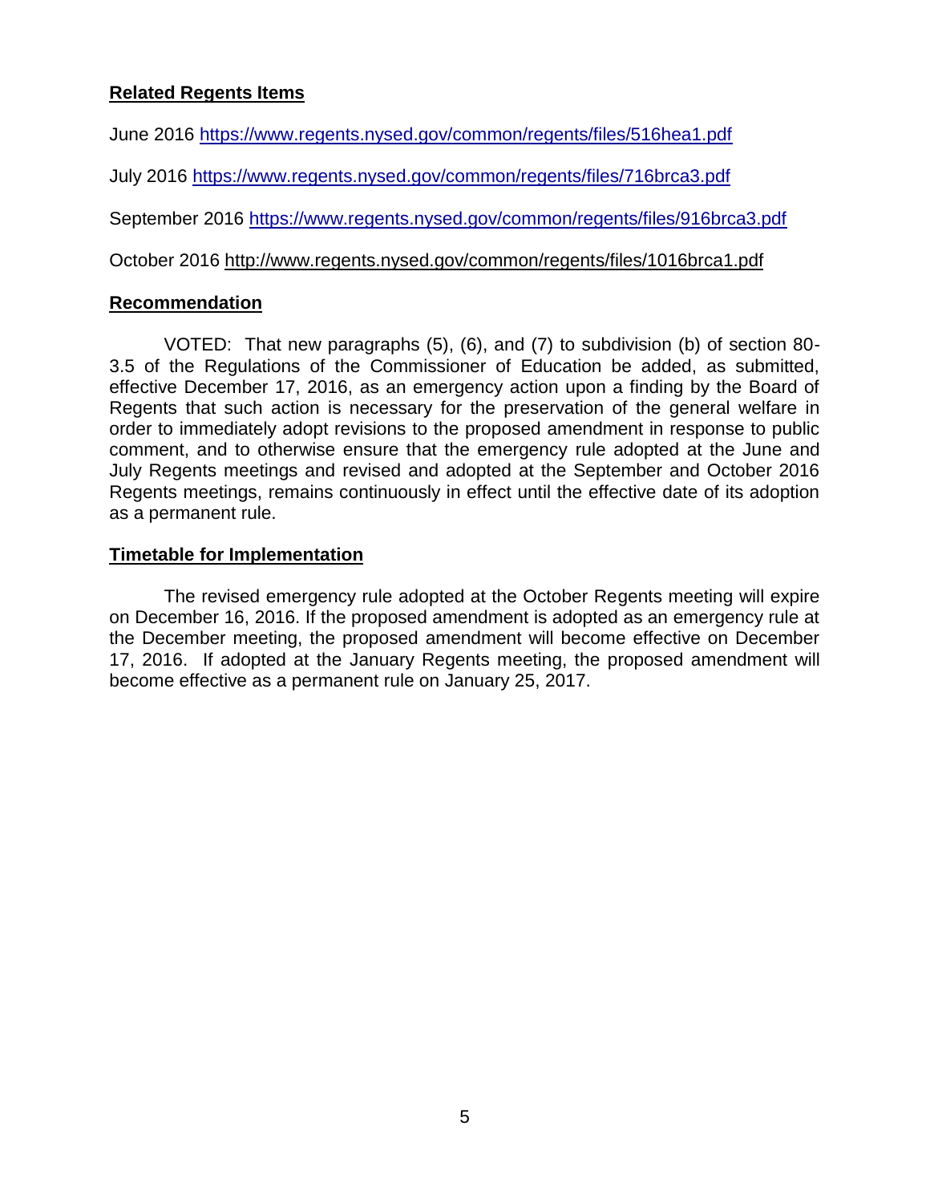## Related Regents Items

June 2016 https://www.regents.nysed.gov/common/regents/files/516hea1.pdf

July 2016 https://www.regents.nysed.gov/common/regents/files/716brca3.pdf

September 2016 https://www.regents.nysed.gov/common/regents/files/916brca3.pdf

October 2016 http://www.regents.nysed.gov/common/regents/files/1016brca1.pdf

## Recommendation

VOTED: That new paragraphs (5), (6), and (7) to subdivision (b) of section 80-3.5 of the Regulations of the Commissioner of Education be added, as submitted, effective December 17, 2016, as an emergency action upon a finding by the Board of Regents that such action is necessary for the preservation of the general welfare in order to immediately adopt revisions to the proposed amendment in response to public comment, and to otherwise ensure that the emergency rule adopted at the June and July Regents meetings and revised and adopted at the September and October 2016 Regents meetings, remains continuously in effect until the effective date of its adoption as a permanent rule.

## Timetable for Implementation

The revised emergency rule adopted at the October Regents meeting will expire on December 16, 2016. If the proposed amendment is adopted as an emergency rule at the December meeting, the proposed amendment will become effective on December 17, 2016. If adopted at the January Regents meeting, the proposed amendment will become effective as a permanent rule on January 25, 2017.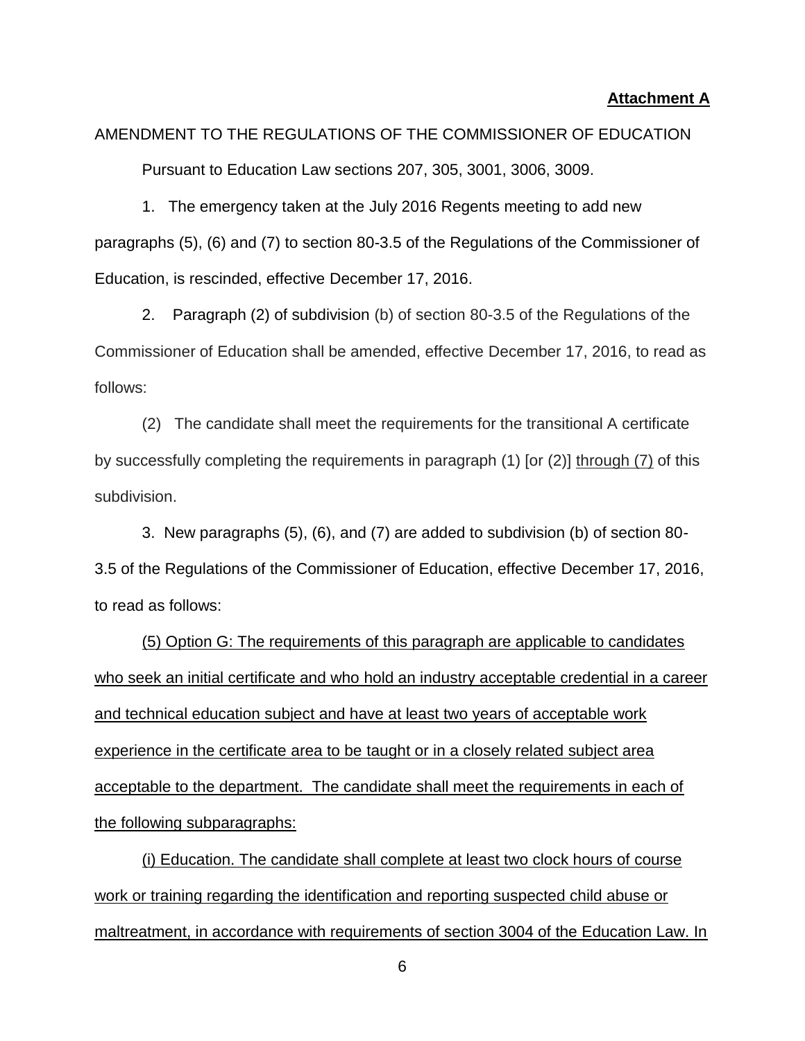**Attachment A**

AMENDMENT TO THE REGULATIONS OF THE COMMISSIONER OF EDUCATION

Pursuant to Education Law sections 207, 305, 3001, 3006, 3009.

1. The emergency taken at the July 2016 Regents meeting to add new paragraphs (5), (6) and (7) to section 80-3.5 of the Regulations of the Commissioner of Education, is rescinded, effective December 17, 2016.

2. Paragraph (2) of subdivision (b) of section 80-3.5 of the Regulations of the Commissioner of Education shall be amended, effective December 17, 2016, to read as follows:

(2) The candidate shall meet the requirements for the transitional A certificate by successfully completing the requirements in paragraph (1) [or (2)] <u>through (7)</u> of this subdivision.

3. New paragraphs (5), (6), and (7) are added to subdivision (b) of section 80-3.5 of the Regulations of the Commissioner of Education, effective December 17, 2016, to read as follows:

<u>(5) Option G: The requirements of this paragraph are applicable to candidates who seek an initial certificate and who hold an industry acceptable credential in a career and technical education subject and have at least two years of acceptable work experience in the certificate area to be taught or in a closely related subject area acceptable to the department. The candidate shall meet the requirements in each of the following subparagraphs:</u>

<u>(i) Education. The candidate shall complete at least two clock hours of course work or training regarding the identification and reporting suspected child abuse or maltreatment, in accordance with requirements of section 3004 of the Education Law. In</u>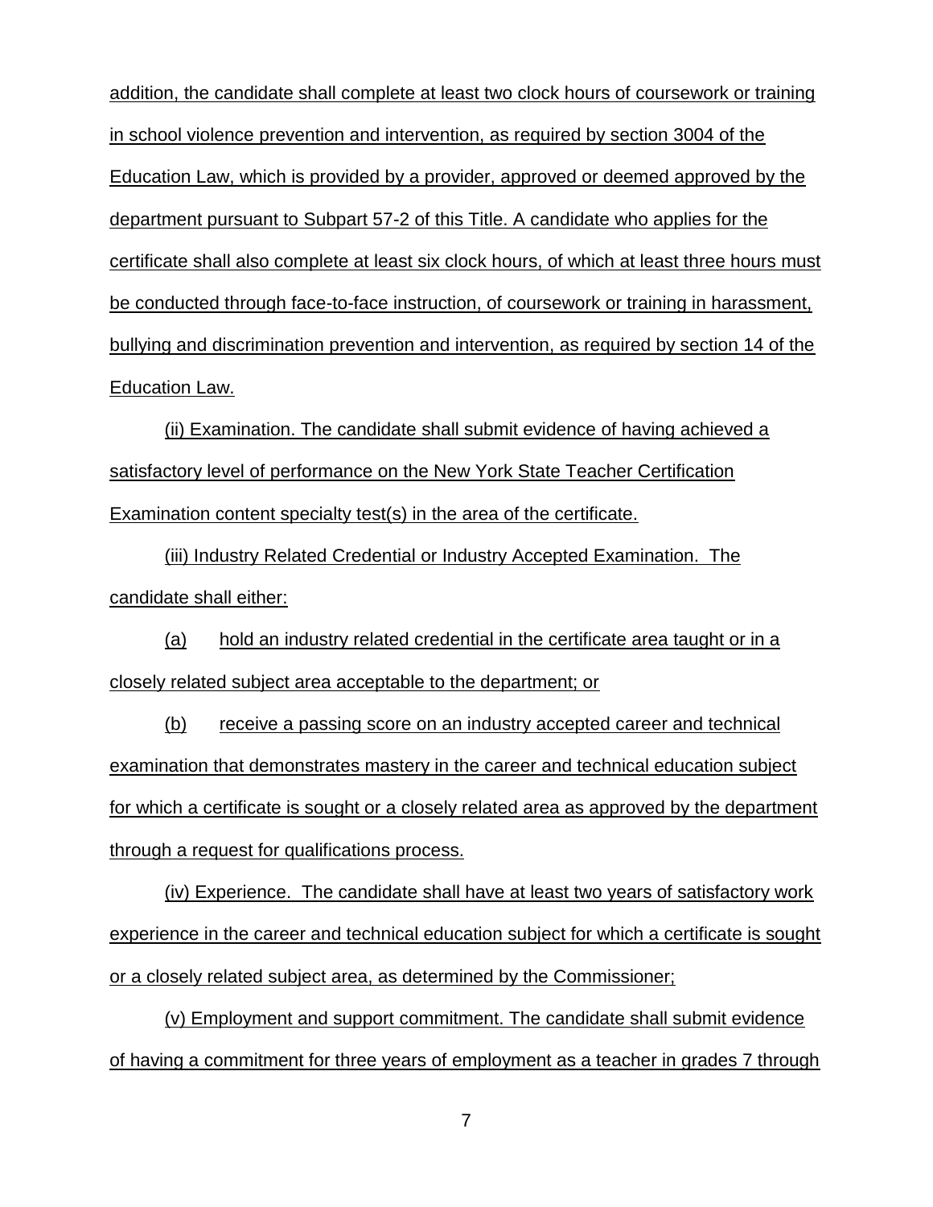addition, the candidate shall complete at least two clock hours of coursework or training in school violence prevention and intervention, as required by section 3004 of the Education Law, which is provided by a provider, approved or deemed approved by the department pursuant to Subpart 57-2 of this Title. A candidate who applies for the certificate shall also complete at least six clock hours, of which at least three hours must be conducted through face-to-face instruction, of coursework or training in harassment, bullying and discrimination prevention and intervention, as required by section 14 of the Education Law.

(ii) Examination. The candidate shall submit evidence of having achieved a satisfactory level of performance on the New York State Teacher Certification Examination content specialty test(s) in the area of the certificate.

(iii) Industry Related Credential or Industry Accepted Examination. The candidate shall either:

(a) hold an industry related credential in the certificate area taught or in a closely related subject area acceptable to the department; or

(b) receive a passing score on an industry accepted career and technical examination that demonstrates mastery in the career and technical education subject for which a certificate is sought or a closely related area as approved by the department through a request for qualifications process.

(iv) Experience. The candidate shall have at least two years of satisfactory work experience in the career and technical education subject for which a certificate is sought or a closely related subject area, as determined by the Commissioner;

(v) Employment and support commitment. The candidate shall submit evidence of having a commitment for three years of employment as a teacher in grades 7 through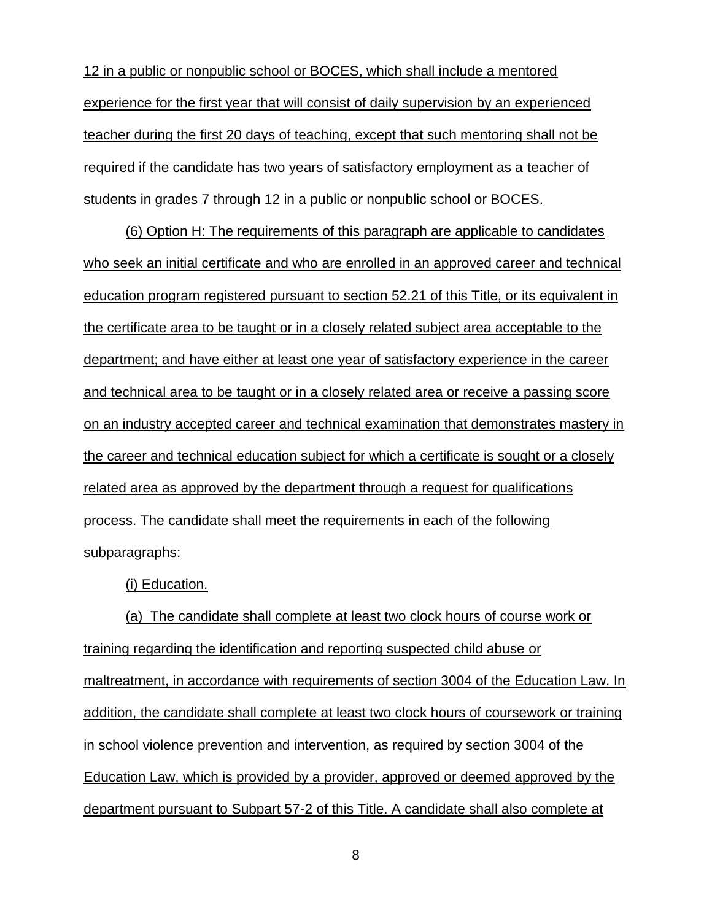12 in a public or nonpublic school or BOCES, which shall include a mentored experience for the first year that will consist of daily supervision by an experienced teacher during the first 20 days of teaching, except that such mentoring shall not be required if the candidate has two years of satisfactory employment as a teacher of students in grades 7 through 12 in a public or nonpublic school or BOCES.

(6) Option H: The requirements of this paragraph are applicable to candidates who seek an initial certificate and who are enrolled in an approved career and technical education program registered pursuant to section 52.21 of this Title, or its equivalent in the certificate area to be taught or in a closely related subject area acceptable to the department; and have either at least one year of satisfactory experience in the career and technical area to be taught or in a closely related area or receive a passing score on an industry accepted career and technical examination that demonstrates mastery in the career and technical education subject for which a certificate is sought or a closely related area as approved by the department through a request for qualifications process. The candidate shall meet the requirements in each of the following subparagraphs:

(i) Education.

(a) The candidate shall complete at least two clock hours of course work or training regarding the identification and reporting suspected child abuse or maltreatment, in accordance with requirements of section 3004 of the Education Law. In addition, the candidate shall complete at least two clock hours of coursework or training in school violence prevention and intervention, as required by section 3004 of the Education Law, which is provided by a provider, approved or deemed approved by the department pursuant to Subpart 57-2 of this Title. A candidate shall also complete at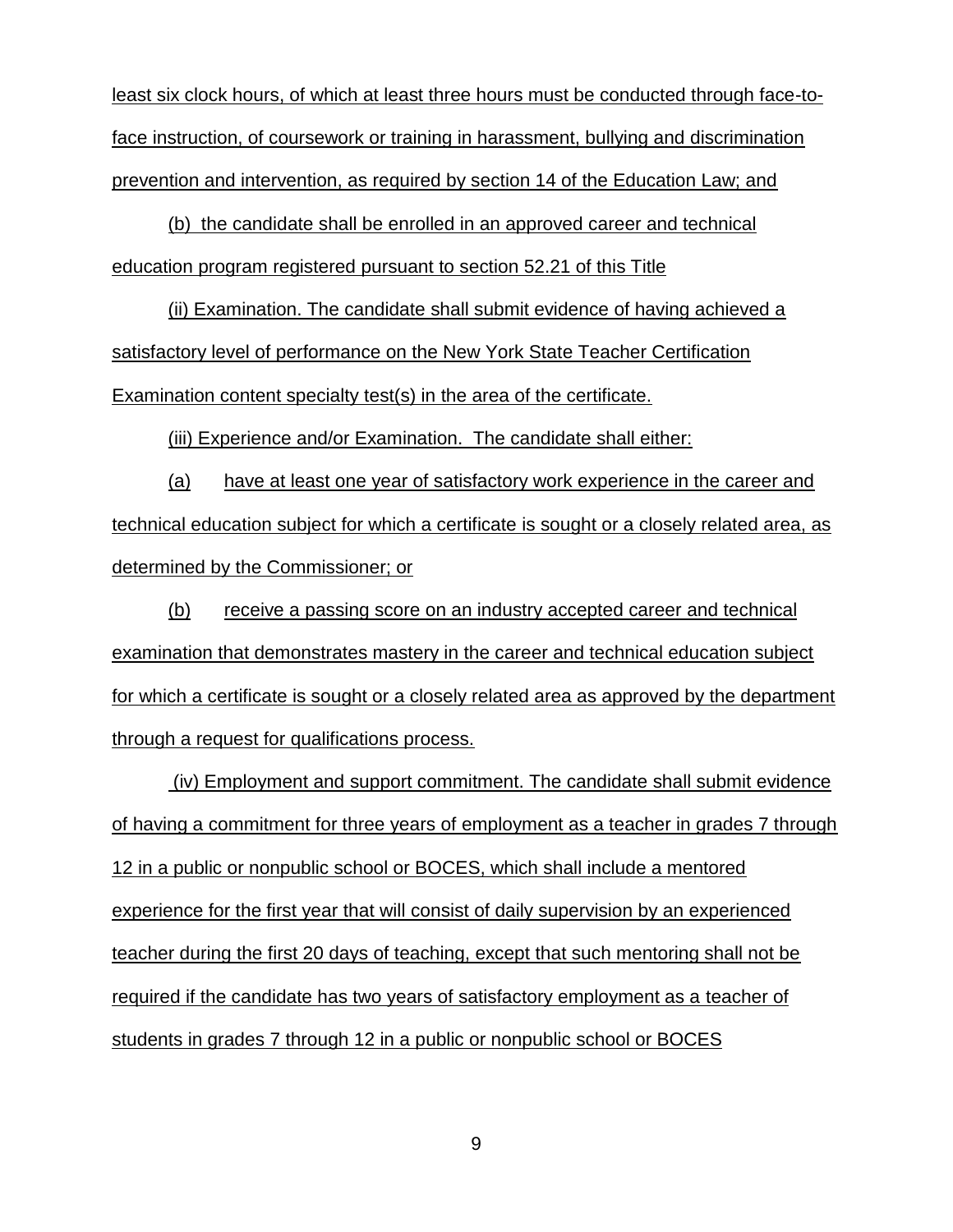least six clock hours, of which at least three hours must be conducted through face-to-face instruction, of coursework or training in harassment, bullying and discrimination prevention and intervention, as required by section 14 of the Education Law; and

(b) the candidate shall be enrolled in an approved career and technical education program registered pursuant to section 52.21 of this Title

(ii) Examination. The candidate shall submit evidence of having achieved a satisfactory level of performance on the New York State Teacher Certification Examination content specialty test(s) in the area of the certificate.

(iii) Experience and/or Examination. The candidate shall either:

(a) have at least one year of satisfactory work experience in the career and technical education subject for which a certificate is sought or a closely related area, as determined by the Commissioner; or

(b) receive a passing score on an industry accepted career and technical examination that demonstrates mastery in the career and technical education subject for which a certificate is sought or a closely related area as approved by the department through a request for qualifications process.

(iv) Employment and support commitment. The candidate shall submit evidence of having a commitment for three years of employment as a teacher in grades 7 through 12 in a public or nonpublic school or BOCES, which shall include a mentored experience for the first year that will consist of daily supervision by an experienced teacher during the first 20 days of teaching, except that such mentoring shall not be required if the candidate has two years of satisfactory employment as a teacher of students in grades 7 through 12 in a public or nonpublic school or BOCES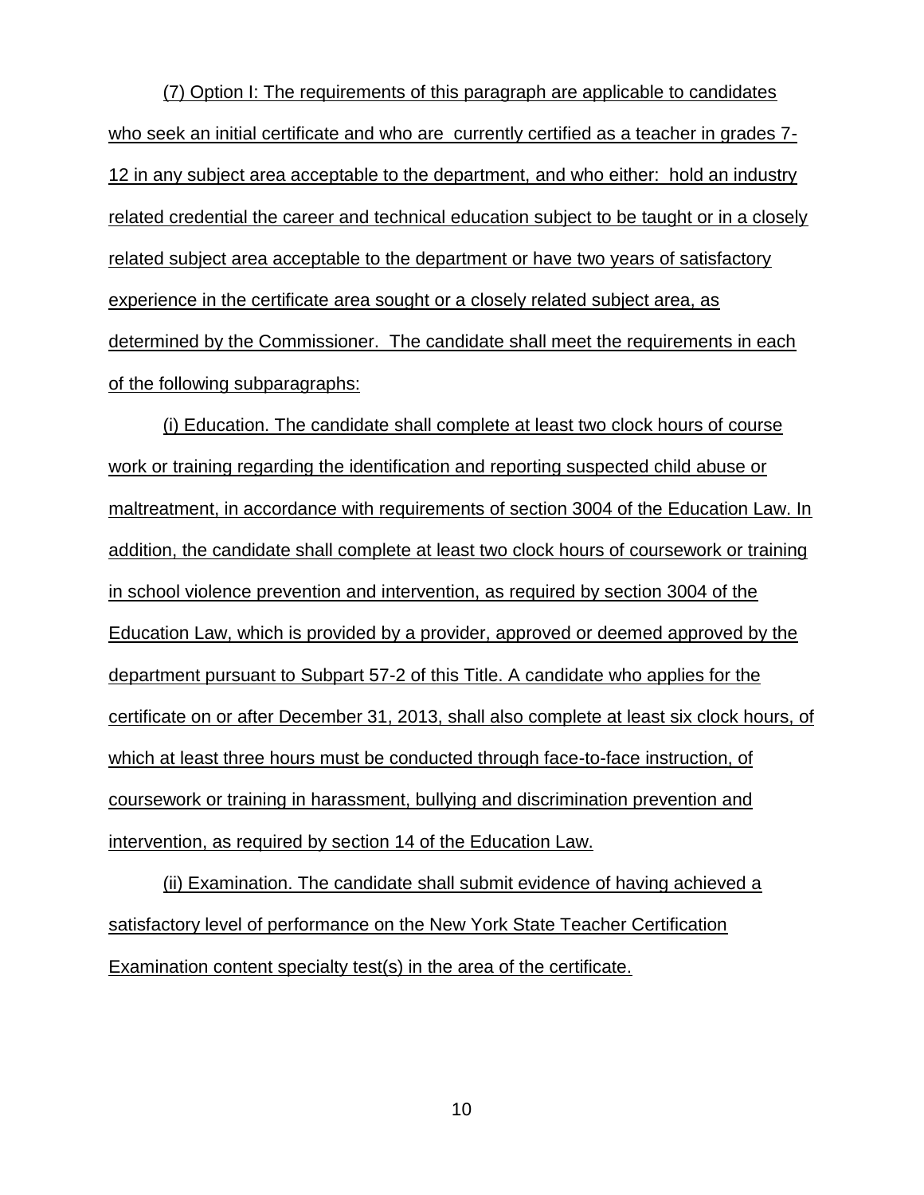(7) Option I: The requirements of this paragraph are applicable to candidates who seek an initial certificate and who are currently certified as a teacher in grades 7-12 in any subject area acceptable to the department, and who either: hold an industry related credential the career and technical education subject to be taught or in a closely related subject area acceptable to the department or have two years of satisfactory experience in the certificate area sought or a closely related subject area, as determined by the Commissioner. The candidate shall meet the requirements in each of the following subparagraphs:

(i) Education. The candidate shall complete at least two clock hours of course work or training regarding the identification and reporting suspected child abuse or maltreatment, in accordance with requirements of section 3004 of the Education Law. In addition, the candidate shall complete at least two clock hours of coursework or training in school violence prevention and intervention, as required by section 3004 of the Education Law, which is provided by a provider, approved or deemed approved by the department pursuant to Subpart 57-2 of this Title. A candidate who applies for the certificate on or after December 31, 2013, shall also complete at least six clock hours, of which at least three hours must be conducted through face-to-face instruction, of coursework or training in harassment, bullying and discrimination prevention and intervention, as required by section 14 of the Education Law.

(ii) Examination. The candidate shall submit evidence of having achieved a satisfactory level of performance on the New York State Teacher Certification Examination content specialty test(s) in the area of the certificate.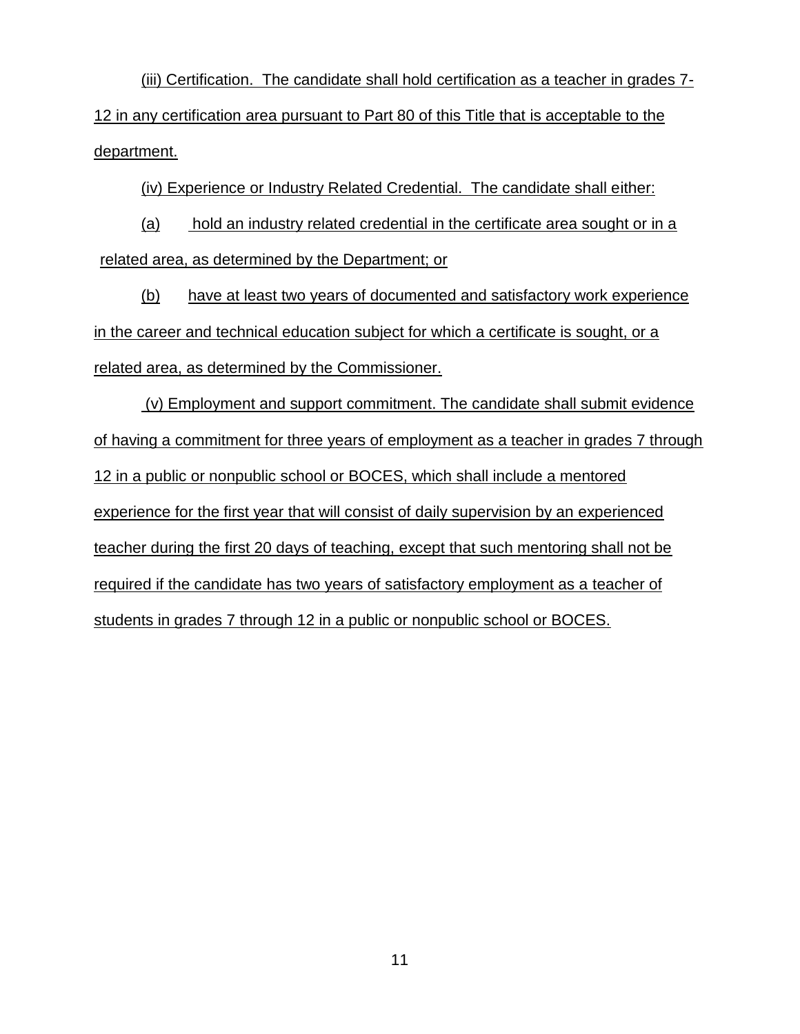(iii) Certification. The candidate shall hold certification as a teacher in grades 7-12 in any certification area pursuant to Part 80 of this Title that is acceptable to the department.

(iv) Experience or Industry Related Credential. The candidate shall either:

(a) hold an industry related credential in the certificate area sought or in a related area, as determined by the Department; or

(b) have at least two years of documented and satisfactory work experience in the career and technical education subject for which a certificate is sought, or a related area, as determined by the Commissioner.

(v) Employment and support commitment. The candidate shall submit evidence of having a commitment for three years of employment as a teacher in grades 7 through 12 in a public or nonpublic school or BOCES, which shall include a mentored experience for the first year that will consist of daily supervision by an experienced teacher during the first 20 days of teaching, except that such mentoring shall not be required if the candidate has two years of satisfactory employment as a teacher of students in grades 7 through 12 in a public or nonpublic school or BOCES.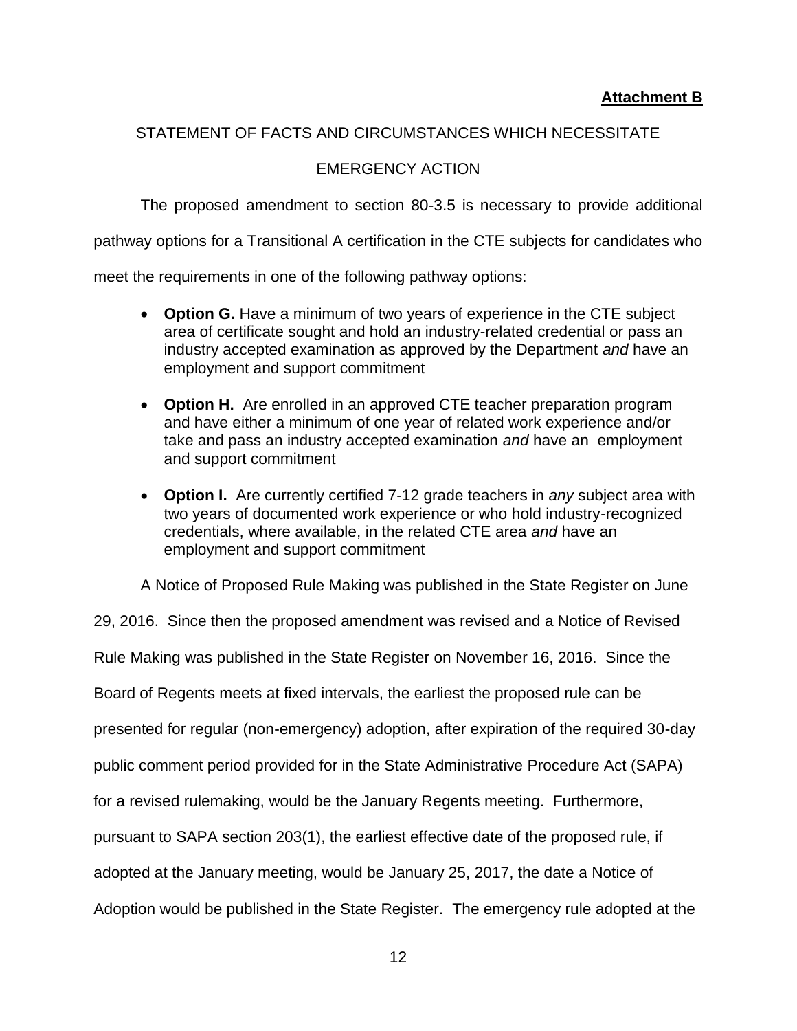**Attachment B**

STATEMENT OF FACTS AND CIRCUMSTANCES WHICH NECESSITATE

EMERGENCY ACTION

The proposed amendment to section 80-3.5 is necessary to provide additional pathway options for a Transitional A certification in the CTE subjects for candidates who meet the requirements in one of the following pathway options:

- **Option G.** Have a minimum of two years of experience in the CTE subject area of certificate sought and hold an industry-related credential or pass an industry accepted examination as approved by the Department *and* have an employment and support commitment
- **Option H.** Are enrolled in an approved CTE teacher preparation program and have either a minimum of one year of related work experience and/or take and pass an industry accepted examination *and* have an employment and support commitment
- **Option I.** Are currently certified 7-12 grade teachers in *any* subject area with two years of documented work experience or who hold industry-recognized credentials, where available, in the related CTE area *and* have an employment and support commitment

A Notice of Proposed Rule Making was published in the State Register on June 29, 2016. Since then the proposed amendment was revised and a Notice of Revised Rule Making was published in the State Register on November 16, 2016. Since the Board of Regents meets at fixed intervals, the earliest the proposed rule can be presented for regular (non-emergency) adoption, after expiration of the required 30-day public comment period provided for in the State Administrative Procedure Act (SAPA) for a revised rulemaking, would be the January Regents meeting. Furthermore, pursuant to SAPA section 203(1), the earliest effective date of the proposed rule, if adopted at the January meeting, would be January 25, 2017, the date a Notice of Adoption would be published in the State Register. The emergency rule adopted at the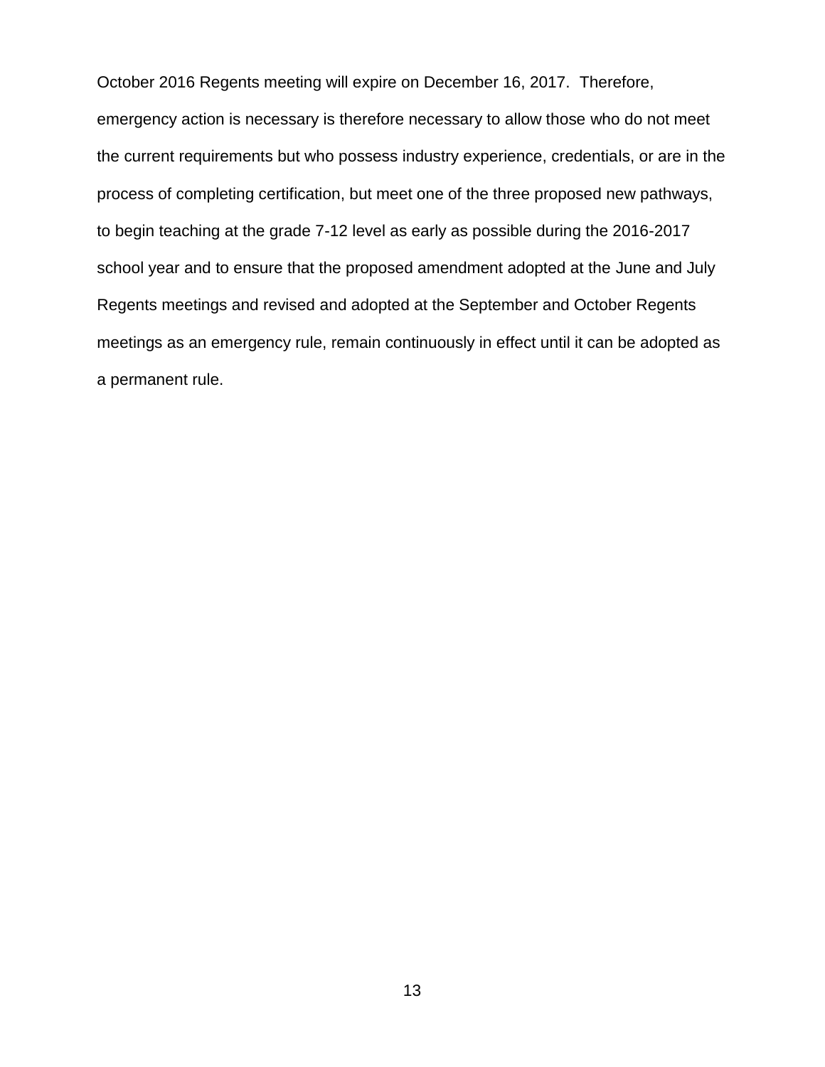October 2016 Regents meeting will expire on December 16, 2017. Therefore, emergency action is necessary is therefore necessary to allow those who do not meet the current requirements but who possess industry experience, credentials, or are in the process of completing certification, but meet one of the three proposed new pathways, to begin teaching at the grade 7-12 level as early as possible during the 2016-2017 school year and to ensure that the proposed amendment adopted at the June and July Regents meetings and revised and adopted at the September and October Regents meetings as an emergency rule, remain continuously in effect until it can be adopted as a permanent rule.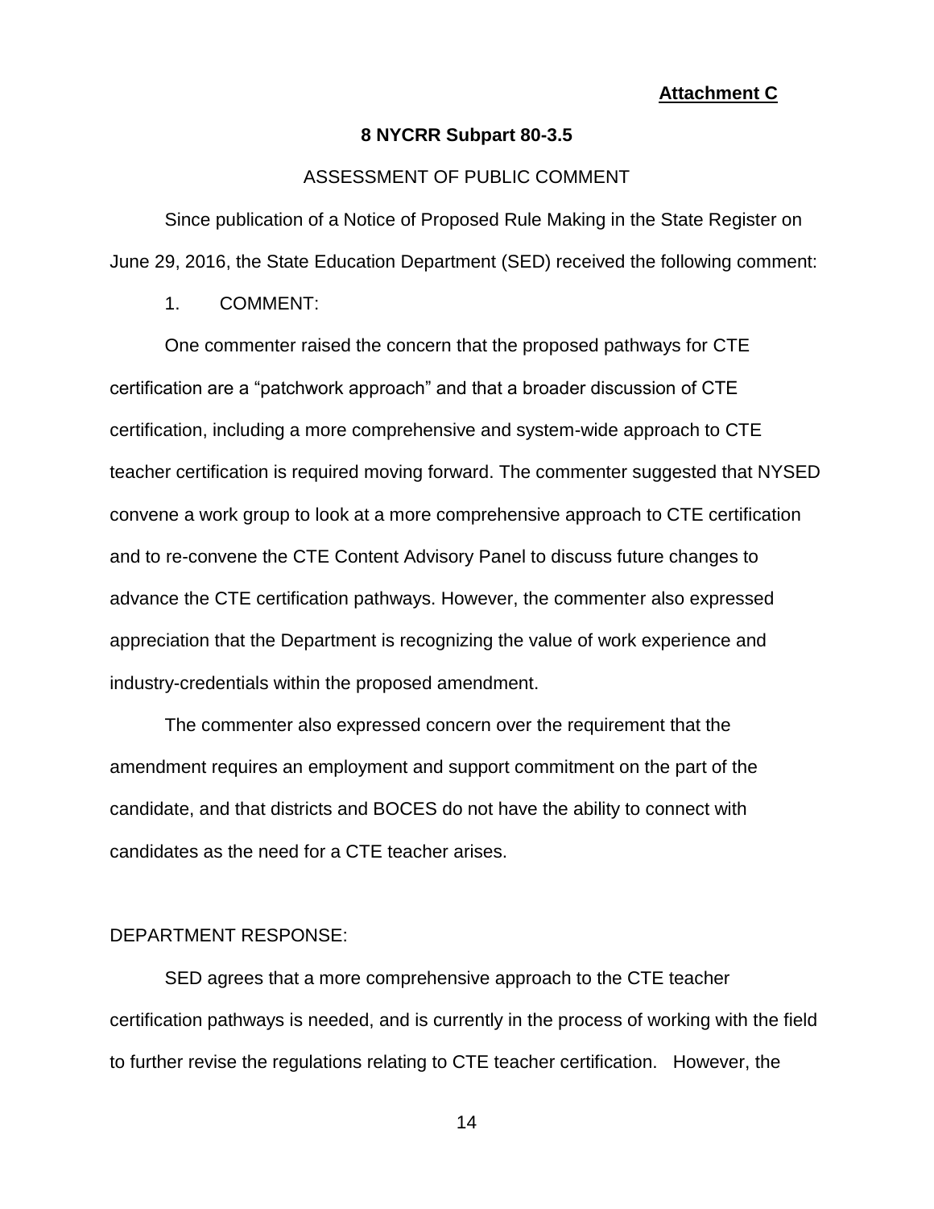**Attachment C**

**8 NYCRR Subpart 80-3.5**

ASSESSMENT OF PUBLIC COMMENT

Since publication of a Notice of Proposed Rule Making in the State Register on June 29, 2016, the State Education Department (SED) received the following comment:

1. COMMENT:

One commenter raised the concern that the proposed pathways for CTE certification are a "patchwork approach" and that a broader discussion of CTE certification, including a more comprehensive and system-wide approach to CTE teacher certification is required moving forward. The commenter suggested that NYSED convene a work group to look at a more comprehensive approach to CTE certification and to re-convene the CTE Content Advisory Panel to discuss future changes to advance the CTE certification pathways. However, the commenter also expressed appreciation that the Department is recognizing the value of work experience and industry-credentials within the proposed amendment.

The commenter also expressed concern over the requirement that the amendment requires an employment and support commitment on the part of the candidate, and that districts and BOCES do not have the ability to connect with candidates as the need for a CTE teacher arises.

DEPARTMENT RESPONSE:

SED agrees that a more comprehensive approach to the CTE teacher certification pathways is needed, and is currently in the process of working with the field to further revise the regulations relating to CTE teacher certification. However, the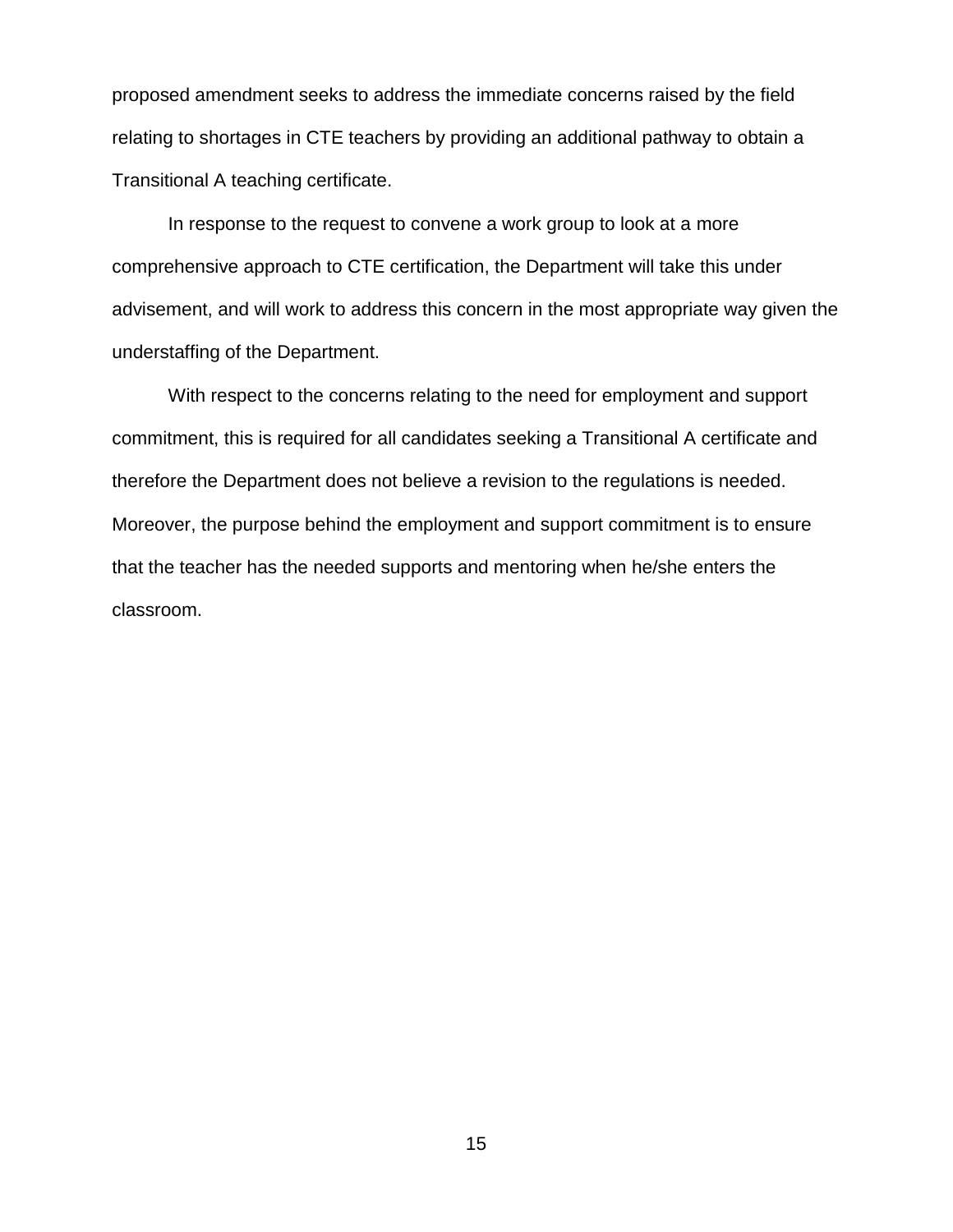proposed amendment seeks to address the immediate concerns raised by the field relating to shortages in CTE teachers by providing an additional pathway to obtain a Transitional A teaching certificate.

In response to the request to convene a work group to look at a more comprehensive approach to CTE certification, the Department will take this under advisement, and will work to address this concern in the most appropriate way given the understaffing of the Department.

With respect to the concerns relating to the need for employment and support commitment, this is required for all candidates seeking a Transitional A certificate and therefore the Department does not believe a revision to the regulations is needed. Moreover, the purpose behind the employment and support commitment is to ensure that the teacher has the needed supports and mentoring when he/she enters the classroom.